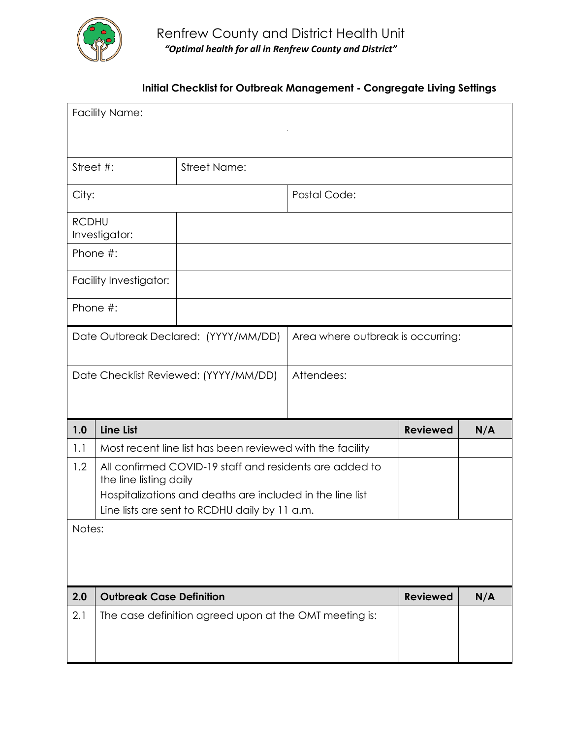Renfrew County and District Health Unit

*"Optimal health for all in Renfrew County and District"*

## Initial Checklist for Outbreak Management - Congregate Living Settings

| | | | |
|---|---|---|---|
| Facility Name: | | | |
| Street #: | Street Name: | | |
| City: | | Postal Code: | |
| RCDHU Investigator: | | | |
| Phone #: | | | |
| Facility Investigator: | | | |
| Phone #: | | | |
| Date Outbreak Declared: (YYYY/MM/DD) | | Area where outbreak is occurring: | |
| Date Checklist Reviewed: (YYYY/MM/DD) | | Attendees: | |

| 1.0 | Line List | Reviewed | N/A |
|---|---|---|---|
| 1.1 | Most recent line list has been reviewed with the facility | | |
| 1.2 | All confirmed COVID-19 staff and residents are added to the line listing daily<br>Hospitalizations and deaths are included in the line list<br>Line lists are sent to RCDHU daily by 11 a.m. | | |

Notes:

| 2.0 | Outbreak Case Definition | Reviewed | N/A |
|---|---|---|---|
| 2.1 | The case definition agreed upon at the OMT meeting is: | | |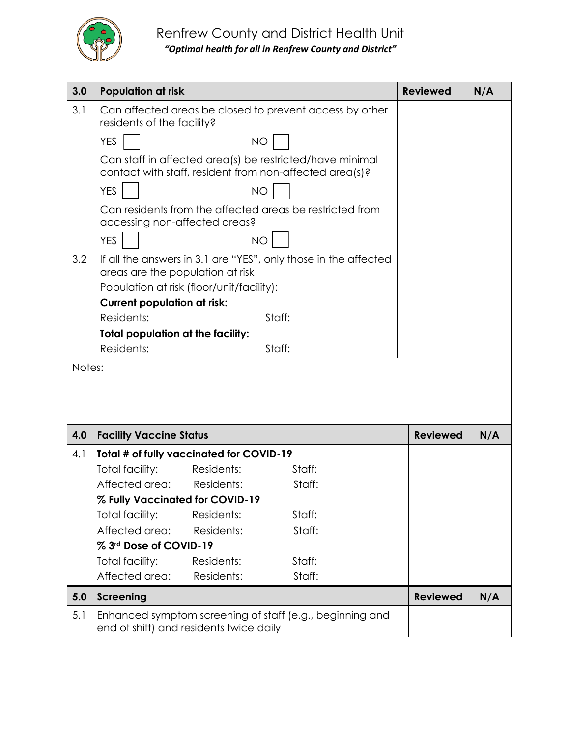Renfrew County and District Health Unit
*"Optimal health for all in Renfrew County and District"*

| 3.0 | Population at risk | Reviewed | N/A |
| --- | --- | --- | --- |
| 3.1 | Can affected areas be closed to prevent access by other residents of the facility?<br>YES ☐ NO ☐<br>Can staff in affected area(s) be restricted/have minimal contact with staff, resident from non-affected area(s)?<br>YES ☐ NO ☐<br>Can residents from the affected areas be restricted from accessing non-affected areas?<br>YES ☐ NO ☐ | | |
| 3.2 | If all the answers in 3.1 are "YES", only those in the affected areas are the population at risk<br>Population at risk (floor/unit/facility):<br>**Current population at risk:**<br>Residents: Staff:<br>**Total population at the facility:**<br>Residents: Staff: | | |

Notes:

| 4.0 | Facility Vaccine Status | Reviewed | N/A |
| --- | --- | --- | --- |
| 4.1 | **Total # of fully vaccinated for COVID-19**<br>Total facility: Residents: Staff:<br>Affected area: Residents: Staff:<br>**% Fully Vaccinated for COVID-19**<br>Total facility: Residents: Staff:<br>Affected area: Residents: Staff:<br>**% 3rd Dose of COVID-19**<br>Total facility: Residents: Staff:<br>Affected area: Residents: Staff: | | |

| 5.0 | Screening | Reviewed | N/A |
| --- | --- | --- | --- |
| 5.1 | Enhanced symptom screening of staff (e.g., beginning and end of shift) and residents twice daily | | |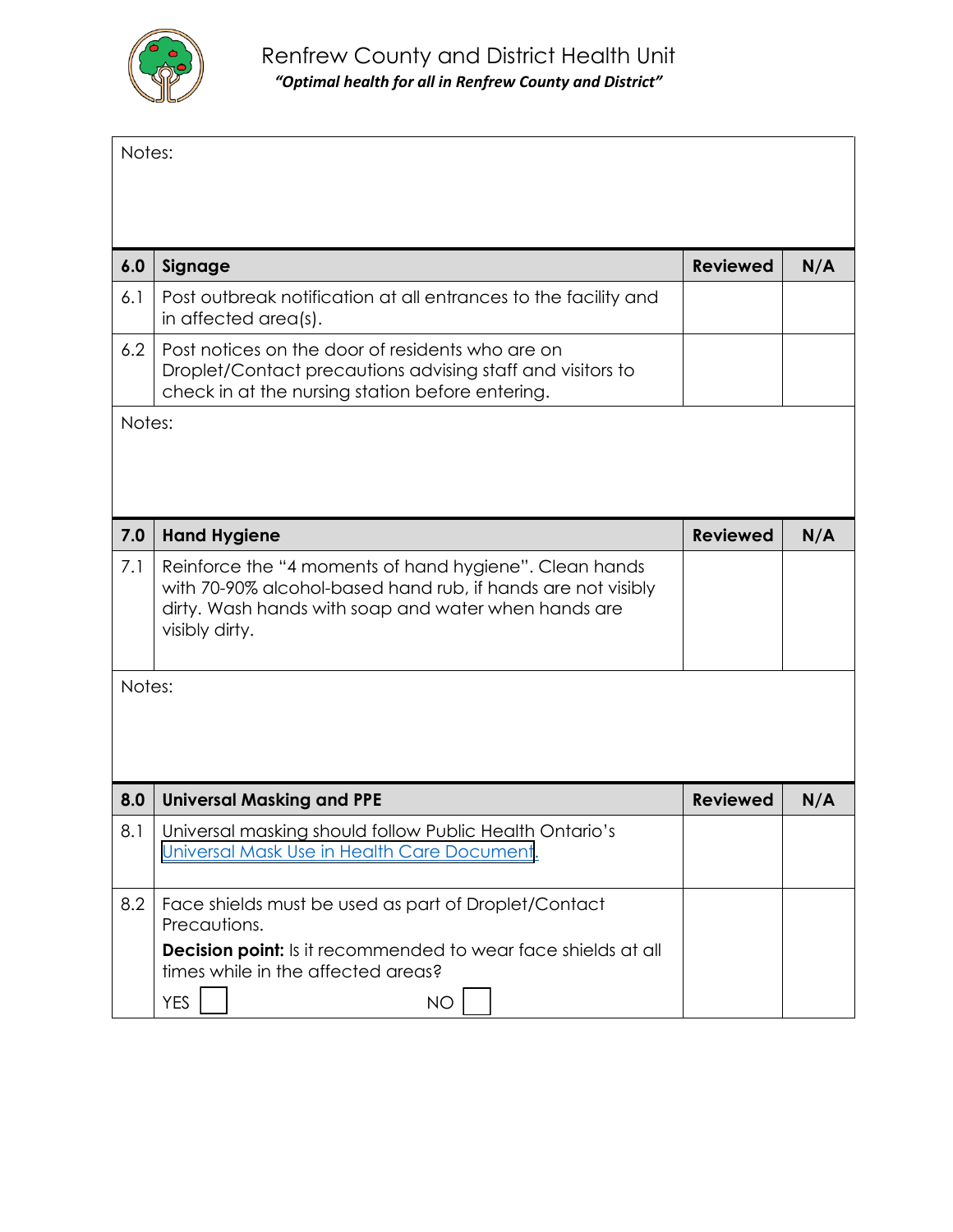Notes:

| 6.0 | Signage | Reviewed | N/A |
| --- | --- | --- | --- |
| 6.1 | Post outbreak notification at all entrances to the facility and in affected area(s). | | |
| 6.2 | Post notices on the door of residents who are on Droplet/Contact precautions advising staff and visitors to check in at the nursing station before entering. | | |

Notes:

| 7.0 | Hand Hygiene | Reviewed | N/A |
| --- | --- | --- | --- |
| 7.1 | Reinforce the "4 moments of hand hygiene". Clean hands with 70-90% alcohol-based hand rub, if hands are not visibly dirty. Wash hands with soap and water when hands are visibly dirty. | | |

Notes:

| 8.0 | Universal Masking and PPE | Reviewed | N/A |
| --- | --- | --- | --- |
| 8.1 | Universal masking should follow Public Health Ontario's Universal Mask Use in Health Care Document. | | |
| 8.2 | Face shields must be used as part of Droplet/Contact Precautions. **Decision point:** Is it recommended to wear face shields at all times while in the affected areas? YES ☐ NO ☐ | | |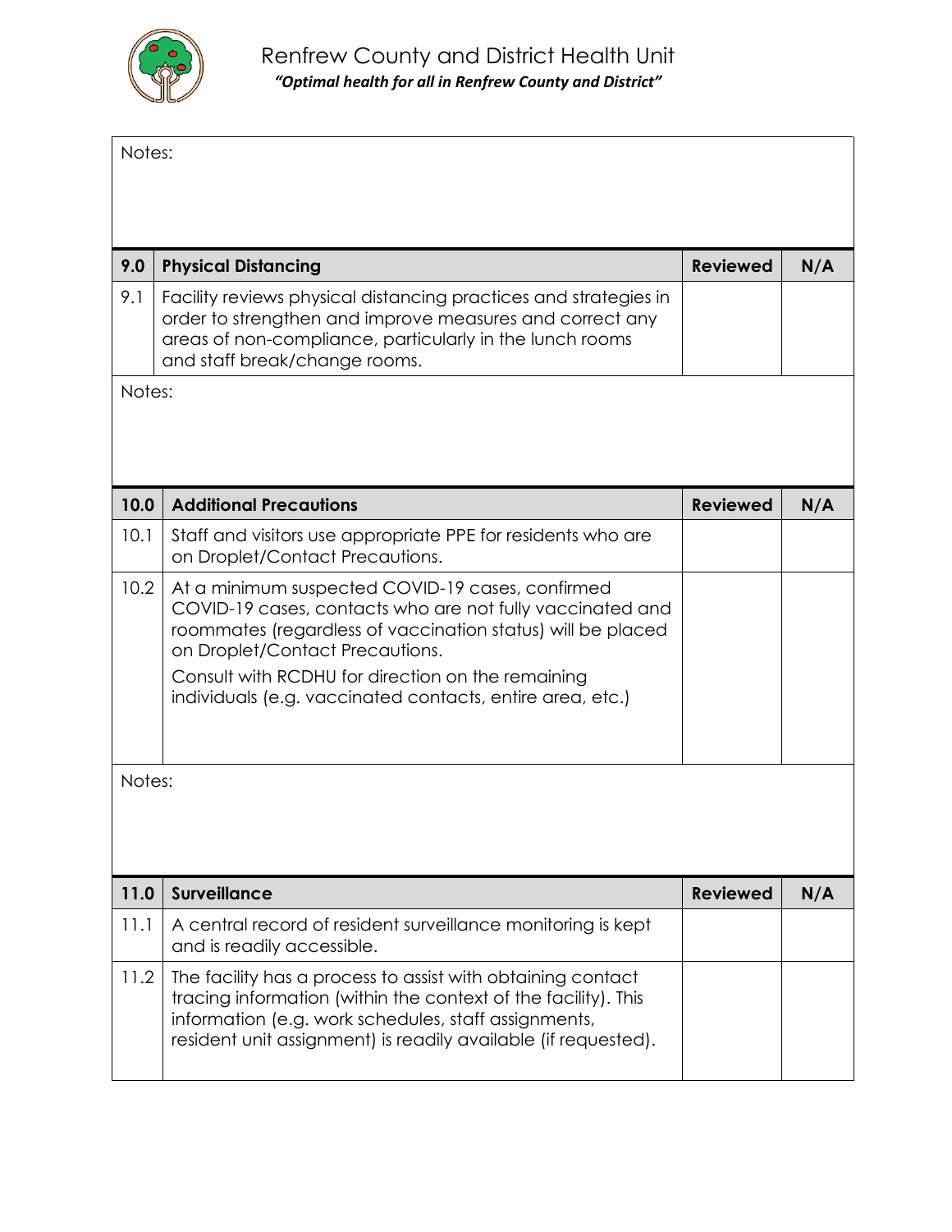Notes:

| 9.0 | Physical Distancing | Reviewed | N/A |
| --- | --- | --- | --- |
| 9.1 | Facility reviews physical distancing practices and strategies in order to strengthen and improve measures and correct any areas of non-compliance, particularly in the lunch rooms and staff break/change rooms. | | |

Notes:

| 10.0 | Additional Precautions | Reviewed | N/A |
| --- | --- | --- | --- |
| 10.1 | Staff and visitors use appropriate PPE for residents who are on Droplet/Contact Precautions. | | |
| 10.2 | At a minimum suspected COVID-19 cases, confirmed COVID-19 cases, contacts who are not fully vaccinated and roommates (regardless of vaccination status) will be placed on Droplet/Contact Precautions. Consult with RCDHU for direction on the remaining individuals (e.g. vaccinated contacts, entire area, etc.) | | |

Notes:

| 11.0 | Surveillance | Reviewed | N/A |
| --- | --- | --- | --- |
| 11.1 | A central record of resident surveillance monitoring is kept and is readily accessible. | | |
| 11.2 | The facility has a process to assist with obtaining contact tracing information (within the context of the facility). This information (e.g. work schedules, staff assignments, resident unit assignment) is readily available (if requested). | | |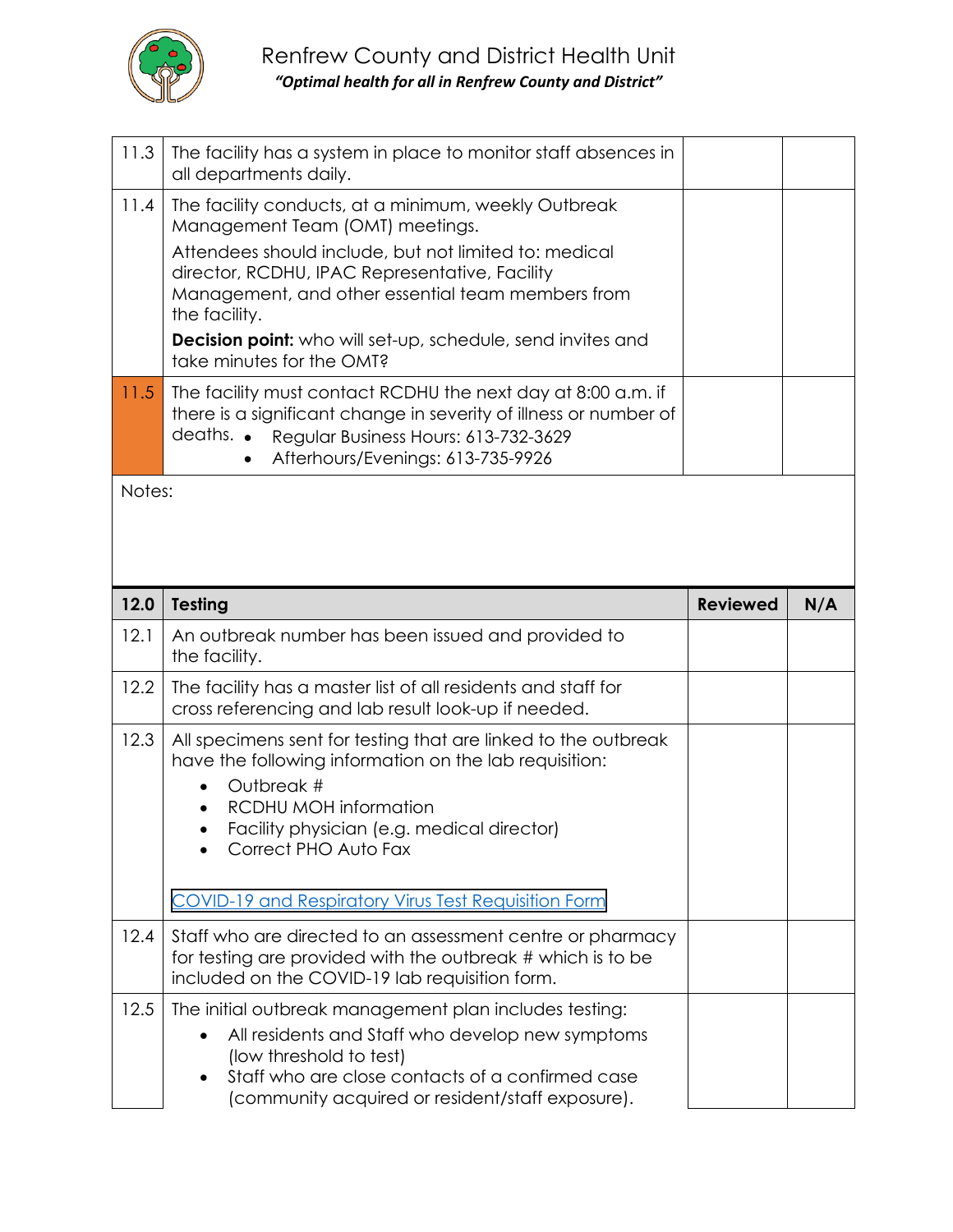| | | | |
|---|---|---|---|
| 11.3 | The facility has a system in place to monitor staff absences in all departments daily. | | |
| 11.4 | The facility conducts, at a minimum, weekly Outbreak Management Team (OMT) meetings.<br><br>Attendees should include, but not limited to: medical director, RCDHU, IPAC Representative, Facility Management, and other essential team members from the facility.<br><br>**Decision point:** who will set-up, schedule, send invites and take minutes for the OMT? | | |
| 11.5 | The facility must contact RCDHU the next day at 8:00 a.m. if there is a significant change in severity of illness or number of deaths. <br>• Regular Business Hours: 613-732-3629<br>• Afterhours/Evenings: 613-735-9926 | | |

Notes:

| 12.0 | Testing | Reviewed | N/A |
|---|---|---|---|
| 12.1 | An outbreak number has been issued and provided to the facility. | | |
| 12.2 | The facility has a master list of all residents and staff for cross referencing and lab result look-up if needed. | | |
| 12.3 | All specimens sent for testing that are linked to the outbreak have the following information on the lab requisition:<br>• Outbreak #<br>• RCDHU MOH information<br>• Facility physician (e.g. medical director)<br>• Correct PHO Auto Fax<br><br>[COVID-19 and Respiratory Virus Test Requisition Form] | | |
| 12.4 | Staff who are directed to an assessment centre or pharmacy for testing are provided with the outbreak # which is to be included on the COVID-19 lab requisition form. | | |
| 12.5 | The initial outbreak management plan includes testing:<br>• All residents and Staff who develop new symptoms (low threshold to test)<br>• Staff who are close contacts of a confirmed case (community acquired or resident/staff exposure). | | |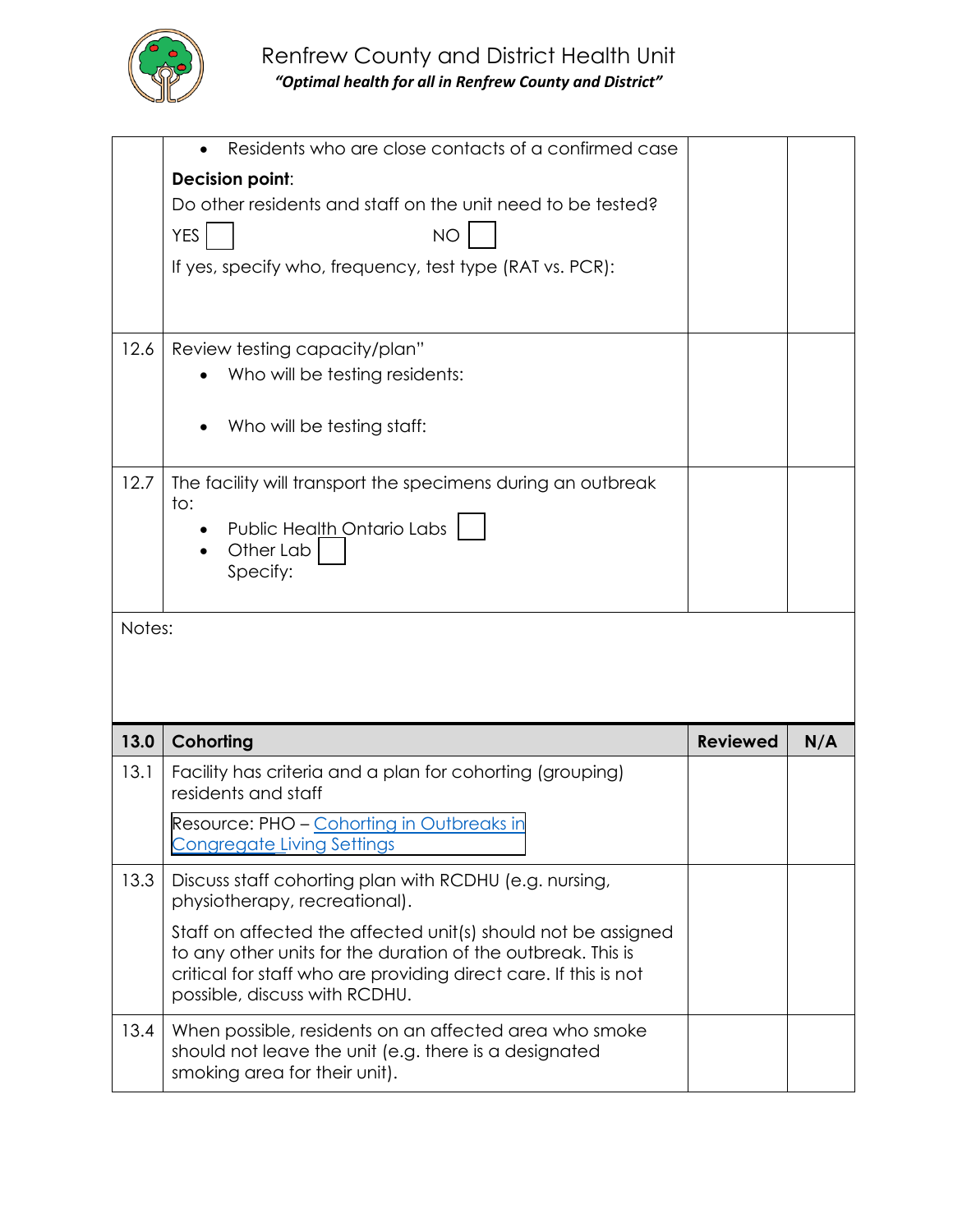| | | | |
|---|---|---|---|
| | • Residents who are close contacts of a confirmed case<br><br>**Decision point**:<br>Do other residents and staff on the unit need to be tested?<br>YES ☐ NO ☐<br>If yes, specify who, frequency, test type (RAT vs. PCR): | | |
| 12.6 | Review testing capacity/plan"<br>• Who will be testing residents:<br><br>• Who will be testing staff: | | |
| 12.7 | The facility will transport the specimens during an outbreak to:<br>• Public Health Ontario Labs ☐<br>• Other Lab ☐<br>Specify: | | |
| Notes: | | | |

| 13.0 | Cohorting | Reviewed | N/A |
|---|---|---|---|
| 13.1 | Facility has criteria and a plan for cohorting (grouping) residents and staff<br><br>Resource: PHO – Cohorting in Outbreaks in Congregate Living Settings | | |
| 13.3 | Discuss staff cohorting plan with RCDHU (e.g. nursing, physiotherapy, recreational).<br><br>Staff on affected the affected unit(s) should not be assigned to any other units for the duration of the outbreak. This is critical for staff who are providing direct care. If this is not possible, discuss with RCDHU. | | |
| 13.4 | When possible, residents on an affected area who smoke should not leave the unit (e.g. there is a designated smoking area for their unit). | | |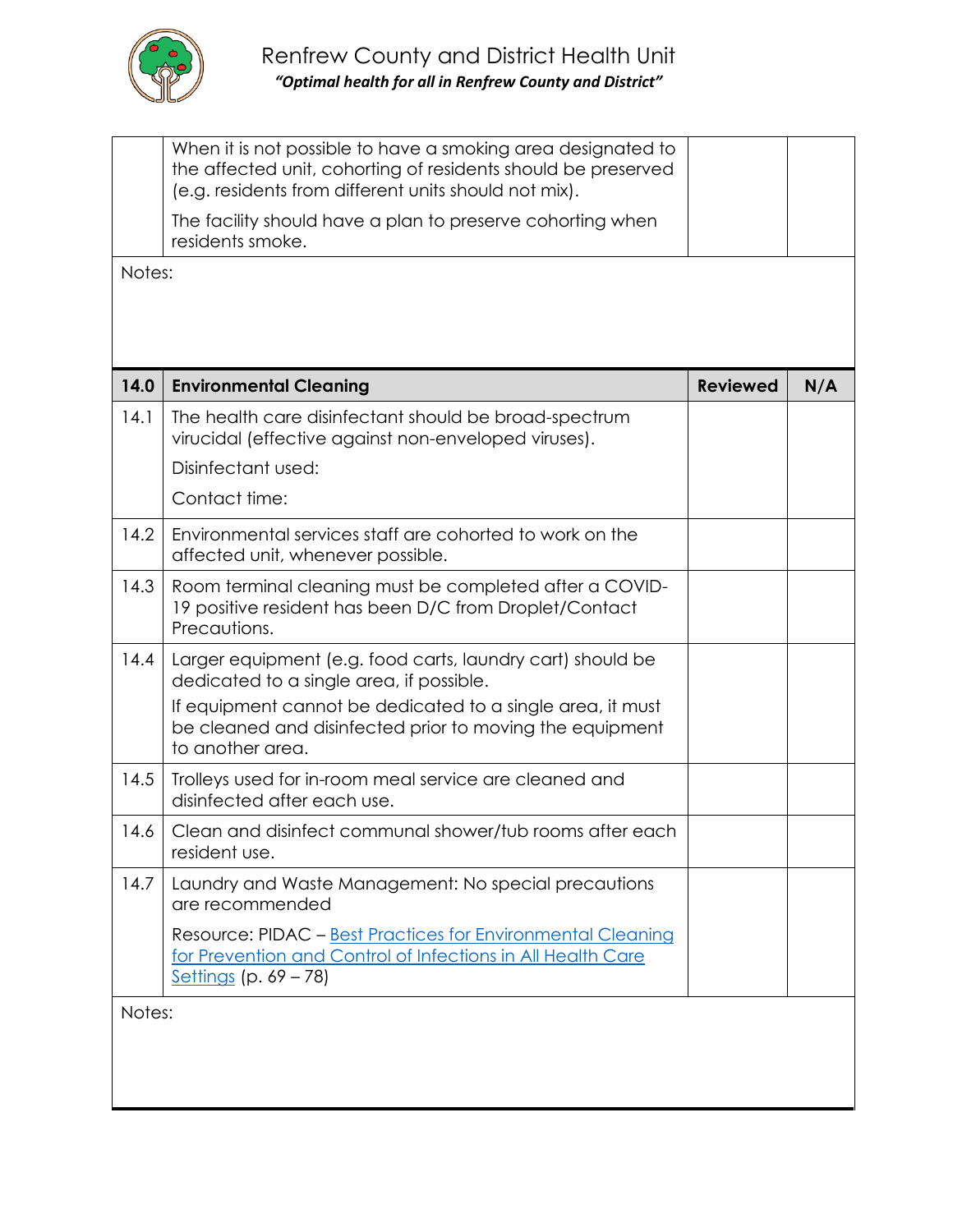| | | | |
|---|---|---|---|
| | When it is not possible to have a smoking area designated to the affected unit, cohorting of residents should be preserved (e.g. residents from different units should not mix).<br><br>The facility should have a plan to preserve cohorting when residents smoke. | | |

Notes:

| **14.0** | **Environmental Cleaning** | **Reviewed** | **N/A** |
|---|---|---|---|
| 14.1 | The health care disinfectant should be broad-spectrum virucidal (effective against non-enveloped viruses).<br><br>Disinfectant used:<br><br>Contact time: | | |
| 14.2 | Environmental services staff are cohorted to work on the affected unit, whenever possible. | | |
| 14.3 | Room terminal cleaning must be completed after a COVID-19 positive resident has been D/C from Droplet/Contact Precautions. | | |
| 14.4 | Larger equipment (e.g. food carts, laundry cart) should be dedicated to a single area, if possible.<br><br>If equipment cannot be dedicated to a single area, it must be cleaned and disinfected prior to moving the equipment to another area. | | |
| 14.5 | Trolleys used for in-room meal service are cleaned and disinfected after each use. | | |
| 14.6 | Clean and disinfect communal shower/tub rooms after each resident use. | | |
| 14.7 | Laundry and Waste Management: No special precautions are recommended<br><br>Resource: PIDAC – Best Practices for Environmental Cleaning for Prevention and Control of Infections in All Health Care Settings (p. 69 – 78) | | |

Notes: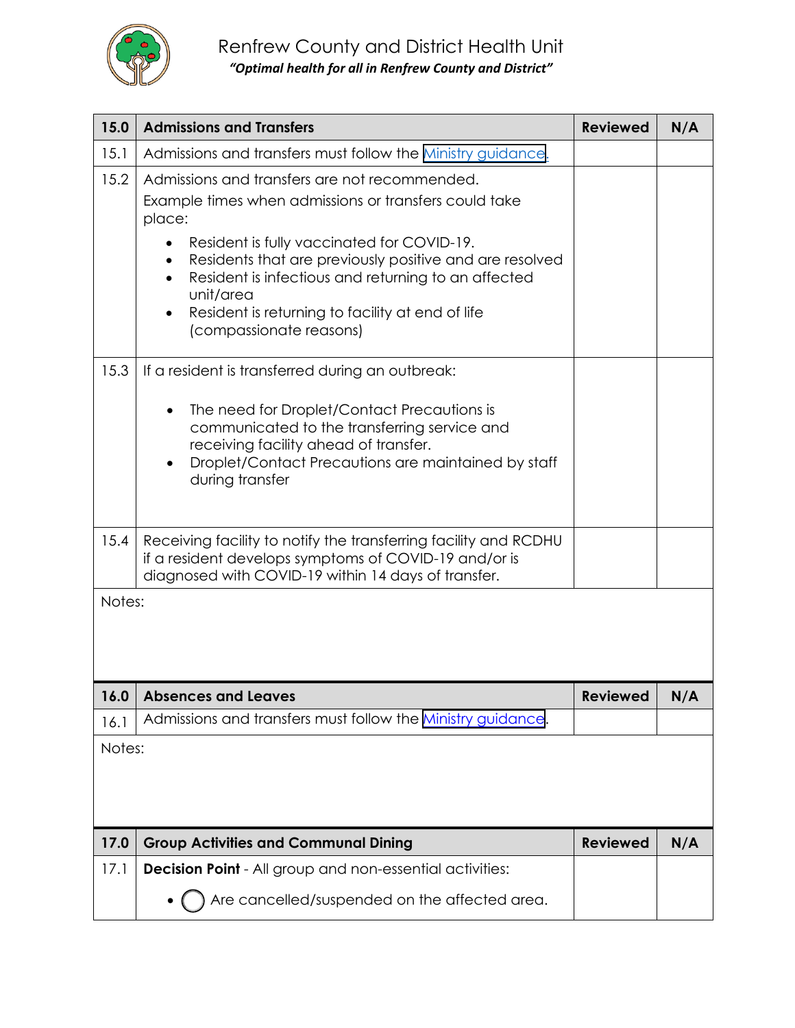| 15.0 | Admissions and Transfers | Reviewed | N/A |
|---|---|---|---|
| 15.1 | Admissions and transfers must follow the Ministry guidance. | | |
| 15.2 | Admissions and transfers are not recommended.<br>Example times when admissions or transfers could take place:<br>• Resident is fully vaccinated for COVID-19.<br>• Residents that are previously positive and are resolved<br>• Resident is infectious and returning to an affected unit/area<br>• Resident is returning to facility at end of life (compassionate reasons) | | |
| 15.3 | If a resident is transferred during an outbreak:<br>• The need for Droplet/Contact Precautions is communicated to the transferring service and receiving facility ahead of transfer.<br>• Droplet/Contact Precautions are maintained by staff during transfer | | |
| 15.4 | Receiving facility to notify the transferring facility and RCDHU if a resident develops symptoms of COVID-19 and/or is diagnosed with COVID-19 within 14 days of transfer. | | |
| Notes: | | | |

| 16.0 | Absences and Leaves | Reviewed | N/A |
|---|---|---|---|
| 16.1 | Admissions and transfers must follow the Ministry guidance. | | |
| Notes: | | | |

| 17.0 | Group Activities and Communal Dining | Reviewed | N/A |
|---|---|---|---|
| 17.1 | **Decision Point** - All group and non-essential activities:<br>• ◯ Are cancelled/suspended on the affected area. | | |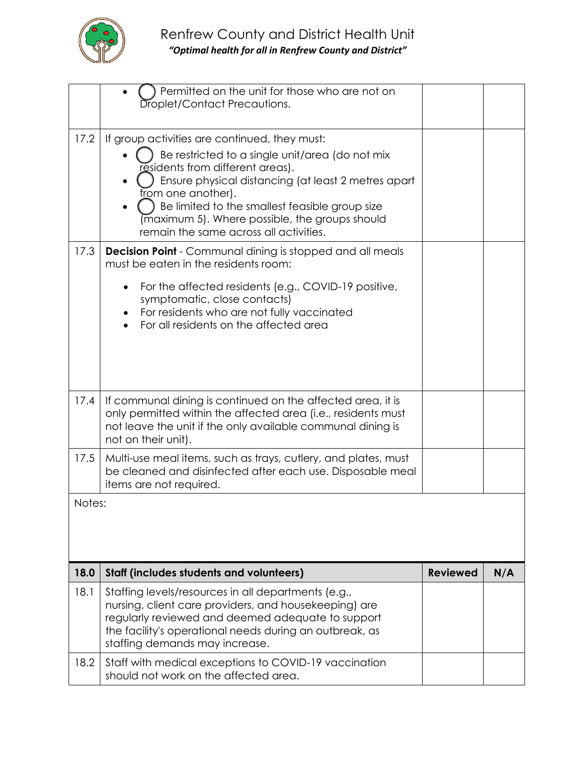| | | | |
|---|---|---|---|
| | • ◯ Permitted on the unit for those who are not on Droplet/Contact Precautions. | | |
| 17.2 | If group activities are continued, they must:<br>• ◯ Be restricted to a single unit/area (do not mix residents from different areas).<br>• ◯ Ensure physical distancing (at least 2 metres apart from one another).<br>• ◯ Be limited to the smallest feasible group size (maximum 5). Where possible, the groups should remain the same across all activities. | | |
| 17.3 | **Decision Point** - Communal dining is stopped and all meals must be eaten in the residents room:<br>• For the affected residents (e.g., COVID-19 positive, symptomatic, close contacts)<br>• For residents who are not fully vaccinated<br>• For all residents on the affected area | | |
| 17.4 | If communal dining is continued on the affected area, it is only permitted within the affected area (i.e., residents must not leave the unit if the only available communal dining is not on their unit). | | |
| 17.5 | Multi-use meal items, such as trays, cutlery, and plates, must be cleaned and disinfected after each use. Disposable meal items are not required. | | |
| Notes: | | | |

| 18.0 | Staff (includes students and volunteers) | Reviewed | N/A |
|---|---|---|---|
| 18.1 | Staffing levels/resources in all departments (e.g., nursing, client care providers, and housekeeping) are regularly reviewed and deemed adequate to support the facility's operational needs during an outbreak, as staffing demands may increase. | | |
| 18.2 | Staff with medical exceptions to COVID-19 vaccination should not work on the affected area. | | |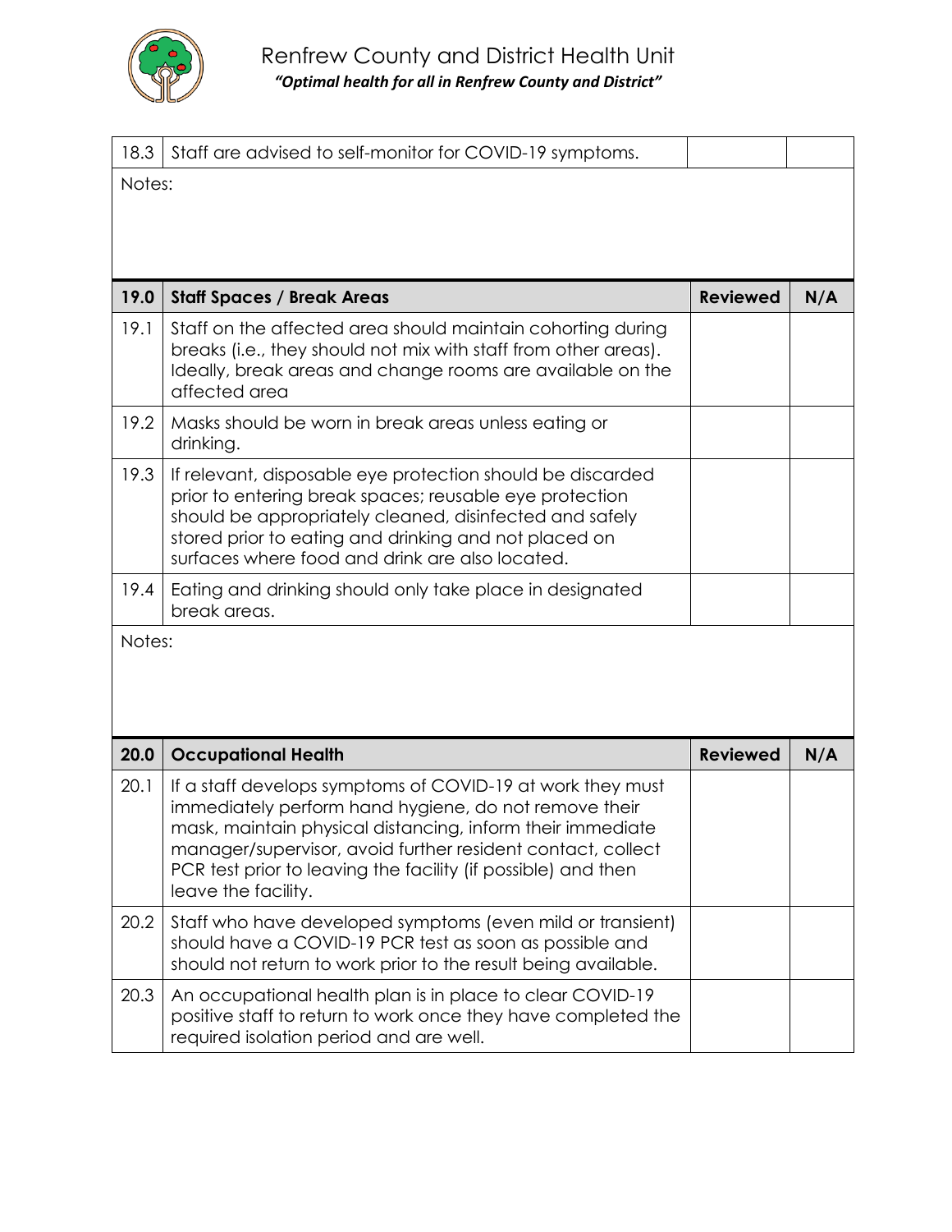| | | | |
|---|---|---|---|
| 18.3 | Staff are advised to self-monitor for COVID-19 symptoms. | | |
| Notes: | | | |
| **19.0** | **Staff Spaces / Break Areas** | **Reviewed** | **N/A** |
| 19.1 | Staff on the affected area should maintain cohorting during breaks (i.e., they should not mix with staff from other areas). Ideally, break areas and change rooms are available on the affected area | | |
| 19.2 | Masks should be worn in break areas unless eating or drinking. | | |
| 19.3 | If relevant, disposable eye protection should be discarded prior to entering break spaces; reusable eye protection should be appropriately cleaned, disinfected and safely stored prior to eating and drinking and not placed on surfaces where food and drink are also located. | | |
| 19.4 | Eating and drinking should only take place in designated break areas. | | |
| Notes: | | | |
| **20.0** | **Occupational Health** | **Reviewed** | **N/A** |
| 20.1 | If a staff develops symptoms of COVID-19 at work they must immediately perform hand hygiene, do not remove their mask, maintain physical distancing, inform their immediate manager/supervisor, avoid further resident contact, collect PCR test prior to leaving the facility (if possible) and then leave the facility. | | |
| 20.2 | Staff who have developed symptoms (even mild or transient) should have a COVID-19 PCR test as soon as possible and should not return to work prior to the result being available. | | |
| 20.3 | An occupational health plan is in place to clear COVID-19 positive staff to return to work once they have completed the required isolation period and are well. | | |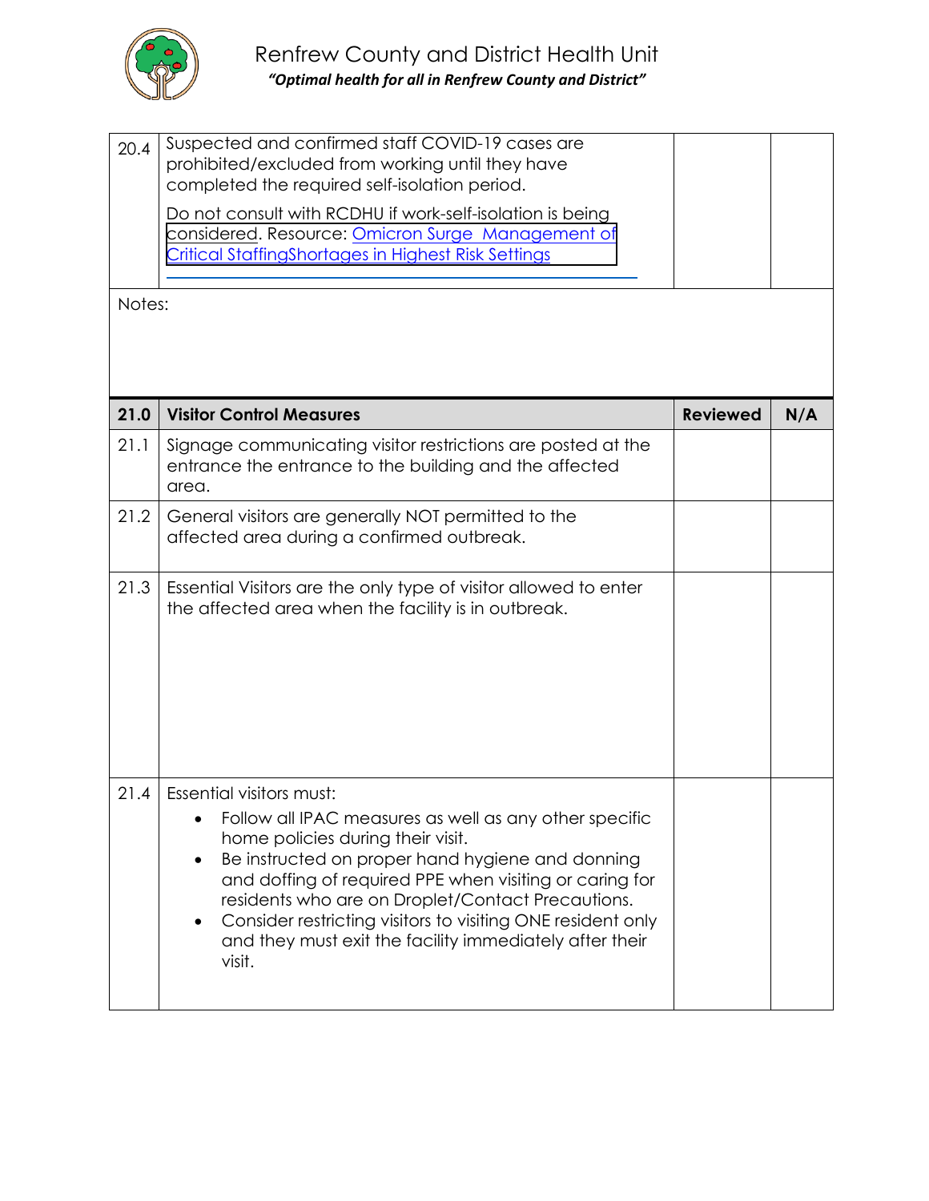| | | | |
|---|---|---|---|
| 20.4 | Suspected and confirmed staff COVID-19 cases are prohibited/excluded from working until they have completed the required self-isolation period.<br><br>Do not consult with RCDHU if work-self-isolation is being considered. Resource: Omicron Surge Management of Critical StaffingShortages in Highest Risk Settings | | |

Notes:

| 21.0 | Visitor Control Measures | Reviewed | N/A |
|---|---|---|---|
| 21.1 | Signage communicating visitor restrictions are posted at the entrance the entrance to the building and the affected area. | | |
| 21.2 | General visitors are generally NOT permitted to the affected area during a confirmed outbreak. | | |
| 21.3 | Essential Visitors are the only type of visitor allowed to enter the affected area when the facility is in outbreak. | | |
| 21.4 | Essential visitors must:<br>• Follow all IPAC measures as well as any other specific home policies during their visit.<br>• Be instructed on proper hand hygiene and donning and doffing of required PPE when visiting or caring for residents who are on Droplet/Contact Precautions.<br>• Consider restricting visitors to visiting ONE resident only and they must exit the facility immediately after their visit. | | |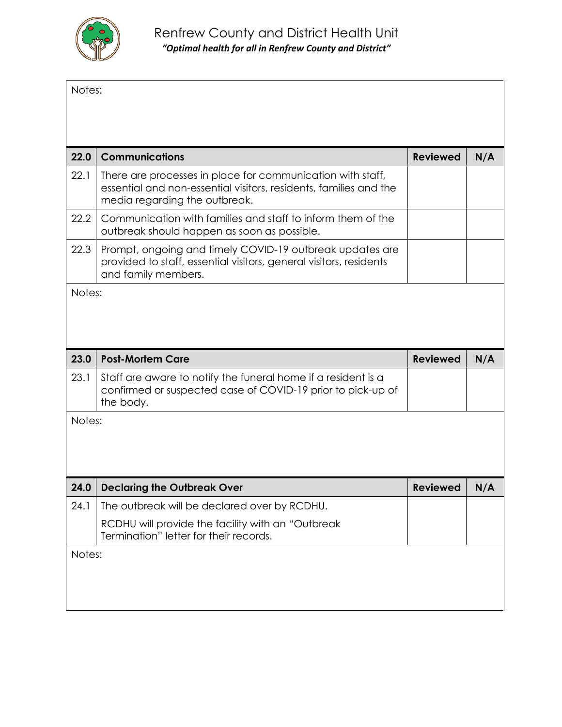Notes:

| 22.0 | Communications | Reviewed | N/A |
|---|---|---|---|
| 22.1 | There are processes in place for communication with staff, essential and non-essential visitors, residents, families and the media regarding the outbreak. | | |
| 22.2 | Communication with families and staff to inform them of the outbreak should happen as soon as possible. | | |
| 22.3 | Prompt, ongoing and timely COVID-19 outbreak updates are provided to staff, essential visitors, general visitors, residents and family members. | | |

Notes:

| 23.0 | Post-Mortem Care | Reviewed | N/A |
|---|---|---|---|
| 23.1 | Staff are aware to notify the funeral home if a resident is a confirmed or suspected case of COVID-19 prior to pick-up of the body. | | |

Notes:

| 24.0 | Declaring the Outbreak Over | Reviewed | N/A |
|---|---|---|---|
| 24.1 | The outbreak will be declared over by RCDHU. RCDHU will provide the facility with an "Outbreak Termination" letter for their records. | | |

Notes: